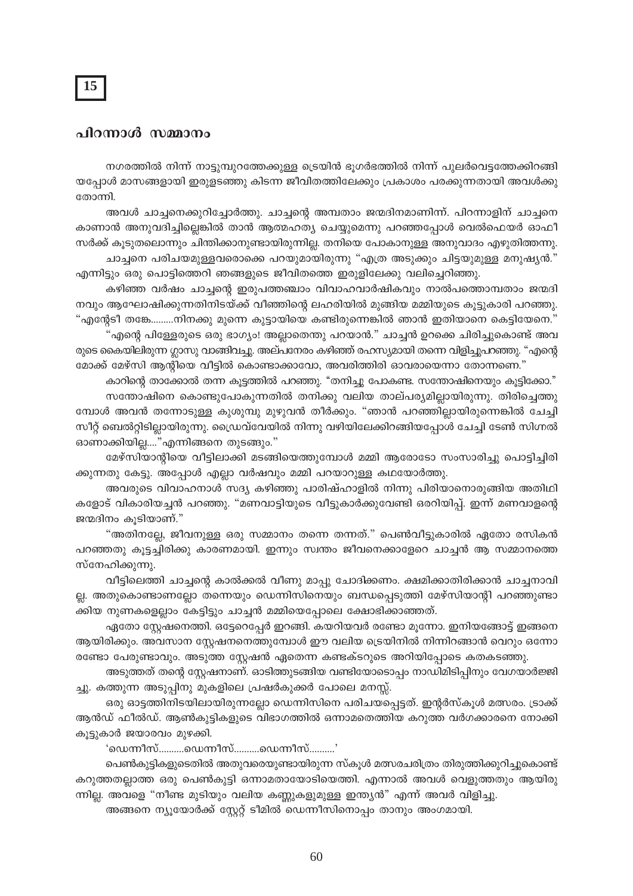## 15

# പിറന്നാൾ സമ്മാനം

നഗരത്തിൽ നിന്ന് നാട്ടുമ്പുറത്തേക്കുള്ള ട്രെയിൻ ഭൂഗർഭത്തിൽ നിന്ന് പുലർവെട്ടത്തേക്കിറങ്ങിയപ്പോൾ മാസങ്ങളായി ഇരുളടഞ്ഞു കിടന്ന ജീവിതത്തിലേക്കും പ്രകാശം പരക്കുന്നതായി അവൾക്കു തോന്നി.

അവൾ ചാച്ചനെക്കുറിച്ചോർത്തു. ചാച്ചന്റെ അമ്പതാം ജന്മദിനമാണിന്ന്. പിറന്നാളിന് ചാച്ചനെ കാണാൻ അനുവദിച്ചില്ലെങ്കിൽ താൻ ആത്മഹത്യ ചെയ്യുമെന്നു പറഞ്ഞപ്പോൾ വെൽഫെയർ ഓഫീസർക്ക് കൂടുതലൊന്നും ചിന്തിക്കാനുണ്ടായിരുന്നില്ല. തനിയെ പോകാനുള്ള അനുവാദം എഴുതിത്തന്നു.

ചാച്ചനെ പരിചയമുള്ളവരൊക്കെ പറയുമായിരുന്നു "എത്ര അടുക്കും ചിട്ടയുമുള്ള മനുഷ്യൻ." എന്നിട്ടും ഒരു പൊട്ടിത്തെറി ഞങ്ങളുടെ ജീവിതത്തെ ഇരുളിലേക്കു വലിച്ചെറിഞ്ഞു.

കഴിഞ്ഞ വർഷം ചാച്ചന്റെ ഇരുപത്തഞ്ചാം വിവാഹവാർഷികവും നാൽപത്തൊമ്പതാം ജന്മദിനവും ആഘോഷിക്കുന്നതിനിടയ്ക്ക് വീഞ്ഞിന്റെ ലഹരിയിൽ മുങ്ങിയ മമ്മിയുടെ കൂട്ടുകാരി പറഞ്ഞു. "എന്റേടീ തങ്കേ.........നിനക്കു മുന്നെ കുട്ടായിയെ കണ്ടിരുന്നെങ്കിൽ ഞാൻ ഇതിയാനെ കെട്ടിയേനെ."

"എന്റെ പിള്ളേരുടെ ഒരു ഭാഗ്യം! അല്ലാതെന്തു പറയാൻ." ചാച്ചൻ ഉറക്കെ ചിരിച്ചുകൊണ്ട് അവരുടെ കൈയിലിരുന്ന ഗ്ലാസു വാങ്ങിവച്ചു. അല്പനേരം കഴിഞ്ഞ് രഹസ്യമായി തന്നെ വിളിച്ചുപറഞ്ഞു. "എന്റെ മോക്ക് മേഴ്സി ആന്റിയെ വീട്ടിൽ കൊണ്ടാക്കാവോ, അവരിത്തിരി ഓവറായെന്നാ തോന്നണെ."

കാറിന്റെ താക്കോൽ തന്ന കൂട്ടത്തിൽ പറഞ്ഞു. "തനിച്ചു പോകണ്ട. സന്തോഷിനെയും കൂട്ടിക്കോ."

സന്തോഷിനെ കൊണ്ടുപോകുന്നതിൽ തനിക്കു വലിയ താല്പര്യമില്ലായിരുന്നു. തിരിച്ചെത്തുമ്പോൾ അവൻ തന്നോടുള്ള കുശുമ്പു മുഴുവൻ തീർക്കും. "ഞാൻ പറഞ്ഞില്ലായിരുന്നെങ്കിൽ ചേച്ചി സീറ്റ് ബെൽറ്റിടില്ലായിരുന്നു. ഡ്രൈവ്‌വേയിൽ നിന്നു വഴിയിലേക്കിറങ്ങിയപ്പോൾ ചേച്ചി ടേൺ സിഗ്നൽ ഓണാക്കിയില്ല...."എന്നിങ്ങനെ തുടങ്ങും."

മേഴ്സിയാന്റിയെ വീട്ടിലാക്കി മടങ്ങിയെത്തുമ്പോൾ മമ്മി ആരോടോ സംസാരിച്ചു പൊട്ടിച്ചിരിക്കുന്നതു കേട്ടു. അപ്പോൾ എല്ലാ വർഷവും മമ്മി പറയാറുള്ള കഥയോർത്തു.

അവരുടെ വിവാഹനാൾ സദ്യ കഴിഞ്ഞു പാരിഷ്ഹാളിൽ നിന്നു പിരിയാനൊരുങ്ങിയ അതിഥികളോട് വികാരിയച്ചൻ പറഞ്ഞു. "മണവാട്ടിയുടെ വീട്ടുകാർക്കുവേണ്ടി ഒരറിയിപ്പ്. ഇന്ന് മണവാളന്റെ ജന്മദിനം കൂടിയാണ്."

"അതിനല്ലേ, ജീവനുള്ള ഒരു സമ്മാനം തന്നെ തന്നത്." പെൺവീട്ടുകാരിൽ ഏതോ രസികൻ പറഞ്ഞതു കൂട്ടച്ചിരിക്കു കാരണമായി. ഇന്നും സ്വന്തം ജീവനെക്കാളേറെ ചാച്ചൻ ആ സമ്മാനത്തെ സ്നേഹിക്കുന്നു.

വീട്ടിലെത്തി ചാച്ചന്റെ കാൽക്കൽ വീണു മാപ്പു ചോദിക്കണം. ക്ഷമിക്കാതിരിക്കാൻ ചാച്ചനാവില്ല. അതുകൊണ്ടാണല്ലോ തന്നെയും ഡെന്നിസിനെയും ബന്ധപ്പെടുത്തി മേഴ്സിയാന്റി പറഞ്ഞുണ്ടാക്കിയ നുണകളെല്ലാം കേട്ടിട്ടും ചാച്ചൻ മമ്മിയെപ്പോലെ ക്ഷോഭിക്കാഞ്ഞത്.

ഏതോ സ്റ്റേഷനെത്തി. ഒട്ടേറെപ്പേർ ഇറങ്ങി. കയറിയവർ രണ്ടോ മൂന്നോ. ഇനിയങ്ങോട്ട് ഇങ്ങനെ ആയിരിക്കും. അവസാന സ്റ്റേഷനനെത്തുമ്പോൾ ഈ വലിയ ട്രെയിനിൽ നിന്നിറങ്ങാൻ വെറും ഒന്നോ രണ്ടോ പേരുണ്ടാവും. അടുത്ത സ്റ്റേഷൻ ഏതെന്ന കണ്ടക്ടറുടെ അറിയിപ്പോടെ കതകടഞ്ഞു.

അടുത്തത് തന്റെ സ്റ്റേഷനാണ്. ഓടിത്തുടങ്ങിയ വണ്ടിയോടൊപ്പം നാഡിമിടിപ്പിനും വേഗയാർജ്ജിച്ചു. കത്തുന്ന അടുപ്പിനു മുകളിലെ പ്രഷർകുക്കർ പോലെ മനസ്സ്.

ഒരു ഓട്ടത്തിനിടയിലായിരുന്നല്ലോ ഡെന്നിസിനെ പരിചയപ്പെട്ടത്. ഇന്റർസ്കൂൾ മത്സരം. ട്രാക്ക് ആൻഡ് ഫീൽഡ്. ആൺകുട്ടികളുടെ വിഭാഗത്തിൽ ഒന്നാമതെത്തിയ കറുത്ത വർഗക്കാരനെ നോക്കി കൂട്ടുകാർ ജയാരവം മുഴക്കി.

'ഡെന്നീസ്..........ഡെന്നീസ്..........ഡെന്നീസ്..........'

പെൺകുട്ടികളുടെതിൽ അതുവരെയുണ്ടായിരുന്ന സ്കൂൾ മത്സരചരിത്രം തിരുത്തിക്കുറിച്ചുകൊണ്ട് കറുത്തതല്ലാത്ത ഒരു പെൺകുട്ടി ഒന്നാമതായോടിയെത്തി. എന്നാൽ അവൾ വെളുത്തതും ആയിരുന്നില്ല. അവളെ "നീണ്ട മുടിയും വലിയ കണ്ണുകളുമുള്ള ഇന്ത്യൻ" എന്ന് അവർ വിളിച്ചു.

അങ്ങനെ ന്യൂയോർക്ക് സ്റ്റേറ്റ് ടീമിൽ ഡെന്നീസിനൊപ്പം താനും അംഗമായി.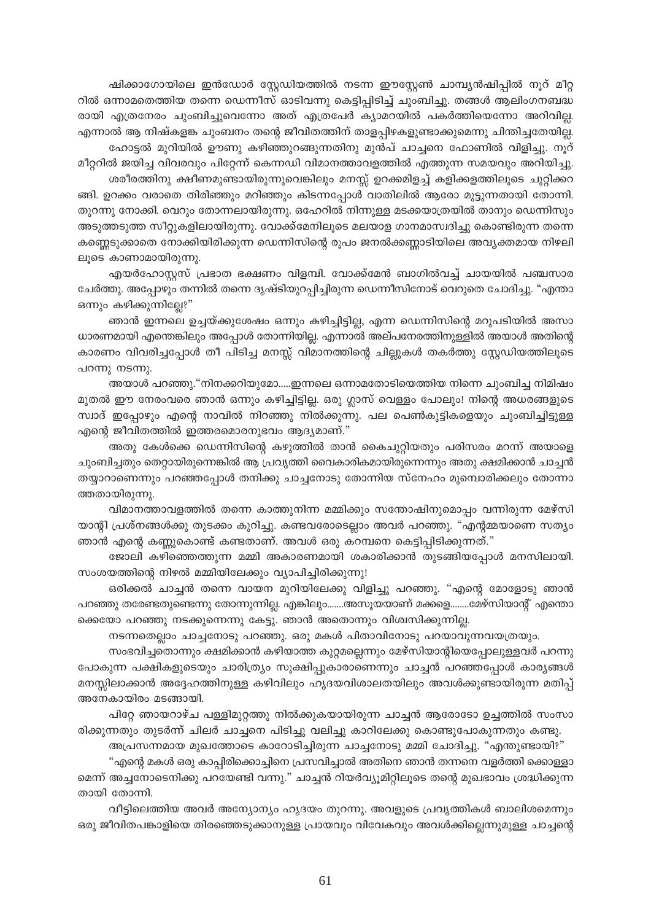ഷിക്കാഗോയിലെ ഇൻഡോർ സ്റ്റേഡിയത്തിൽ നടന്ന ഈസ്റ്റേൺ ചാമ്പ്യൻഷിപ്പിൽ നൂറ് മീറ്ററിൽ ഒന്നാമതെത്തിയ തന്നെ ഡെന്നീസ് ഓടിവന്നു കെട്ടിപ്പിടിച്ച് ചുംബിച്ചു. തങ്ങൾ ആലിംഗനബദ്ധരായി എത്രനേരം ചുംബിച്ചുവെന്നോ അത് എത്രപേർ ക്യാമറയിൽ പകർത്തിയെന്നോ അറിവില്ല. എന്നാൽ ആ നിഷ്കളങ്ക ചുംബനം തന്റെ ജീവിതത്തിന് താളപ്പിഴകളുണ്ടാക്കുമെന്നു ചിന്തിച്ചതേയില്ല.

ഹോട്ടൽ മുറിയിൽ ഊണു കഴിഞ്ഞുറങ്ങുന്നതിനു മുൻപ് ചാച്ചനെ ഫോണിൽ വിളിച്ചു. നൂറ് മീറ്ററിൽ ജയിച്ച വിവരവും പിറ്റേന്ന് കെന്നഡി വിമാനത്താവളത്തിൽ എത്തുന്ന സമയവും അറിയിച്ചു.

ശരീരത്തിനു ക്ഷീണമുണ്ടായിരുന്നുവെങ്കിലും മനസ്സ് ഉറക്കമിളച്ച് കളിക്കളത്തിലൂടെ ചുറ്റിക്കറങ്ങി. ഉറക്കം വരാതെ തിരിഞ്ഞും മറിഞ്ഞും കിടന്നപ്പോൾ വാതിലിൽ ആരോ മുട്ടുന്നതായി തോന്നി. തുറന്നു നോക്കി. വെറും തോന്നലായിരുന്നു. ഒഹേറിൽ നിന്നുള്ള മടക്കയാത്രയിൽ താനും ഡെന്നിസും അടുത്തടുത്ത സീറ്റുകളിലായിരുന്നു. വോക്ക്മേനിലൂടെ മലയാള ഗാനമാസ്വദിച്ചു കൊണ്ടിരുന്ന തന്നെ കണ്ണെടുക്കാതെ നോക്കിയിരിക്കുന്ന ഡെന്നിസിന്റെ രൂപം ജനൽക്കണ്ണാടിയിലെ അവ്യക്തമായ നിഴലിലൂടെ കാണാമായിരുന്നു.

എയർഹോസ്റ്റസ് പ്രഭാത ഭക്ഷണം വിളമ്പി. വോക്ക്മേൻ ബാഗിൽവച്ച് ചായയിൽ പഞ്ചസാര ചേർത്തു. അപ്പോഴും തന്നിൽ തന്നെ ദൃഷ്ടിയുറപ്പിച്ചിരുന്ന ഡെന്നീസിനോട് വെറുതെ ചോദിച്ചു. "എന്താ ഒന്നും കഴിക്കുന്നില്ലേ?"

ഞാൻ ഇന്നലെ ഉച്ചയ്ക്കുശേഷം ഒന്നും കഴിച്ചിട്ടില്ല, എന്ന ഡെന്നിസിന്റെ മറുപടിയിൽ അസാധാരണമായി എന്തെങ്കിലും അപ്പോൾ തോന്നിയില്ല. എന്നാൽ അല്പനേരത്തിനുള്ളിൽ അയാൾ അതിന്റെ കാരണം വിവരിച്ചപ്പോൾ തീ പിടിച്ച മനസ്സ് വിമാനത്തിന്റെ ചില്ലുകൾ തകർത്തു സ്റ്റേഡിയത്തിലൂടെ പറന്നു നടന്നു.

അയാൾ പറഞ്ഞു."നിനക്കറിയുമോ.....ഇന്നലെ ഒന്നാമതോടിയെത്തിയ നിന്നെ ചുംബിച്ച നിമിഷം മുതൽ ഈ നേരംവരെ ഞാൻ ഒന്നും കഴിച്ചിട്ടില്ല. ഒരു ഗ്ലാസ് വെള്ളം പോലും! നിന്റെ അധരങ്ങളുടെ സ്വാദ് ഇപ്പോഴും എന്റെ നാവിൽ നിറഞ്ഞു നിൽക്കുന്നു. പല പെൺകുട്ടികളെയും ചുംബിച്ചിട്ടുള്ള എന്റെ ജീവിതത്തിൽ ഇത്തരമൊരനുഭവം ആദ്യമാണ്."

അതു കേൾക്കെ ഡെന്നിസിന്റെ കഴുത്തിൽ താൻ കൈചുറ്റിയതും പരിസരം മറന്ന് അയാളെ ചുംബിച്ചതും തെറ്റായിരുന്നെങ്കിൽ ആ പ്രവൃത്തി വൈകാരികമായിരുന്നെന്നും അതു ക്ഷമിക്കാൻ ചാച്ചൻ തയ്യാറാണെന്നും പറഞ്ഞപ്പോൾ തനിക്കു ചാച്ചനോടു തോന്നിയ സ്നേഹം മുമ്പൊരിക്കലും തോന്നാത്തതായിരുന്നു.

വിമാനത്താവളത്തിൽ തന്നെ കാത്തുനിന്ന മമ്മിക്കും സന്തോഷിനുമൊപ്പം വന്നിരുന്ന മേഴ്സി യാന്റി പ്രശ്നങ്ങൾക്കു തുടക്കം കുറിച്ചു. കണ്ടവരോടെല്ലാം അവർ പറഞ്ഞു. "എന്റമ്മയാണെ സത്യം ഞാൻ എന്റെ കണ്ണുകൊണ്ട് കണ്ടതാണ്. അവൾ ഒരു കറമ്പനെ കെട്ടിപ്പിടിക്കുന്നത്."

ജോലി കഴിഞ്ഞെത്തുന്ന മമ്മി അകാരണമായി ശകാരിക്കാൻ തുടങ്ങിയപ്പോൾ മനസിലായി. സംശയത്തിന്റെ നിഴൽ മമ്മിയിലേക്കും വ്യാപിച്ചിരിക്കുന്നു!

ഒരിക്കൽ ചാച്ചൻ തന്നെ വായന മുറിയിലേക്കു വിളിച്ചു പറഞ്ഞു. "എന്റെ മോളോടു ഞാൻ പറഞ്ഞു തരേണ്ടതുണ്ടെന്നു തോന്നുന്നില്ല. എങ്കിലും.......അസൂയയാണ് മക്കളെ........മേഴ്സിയാന്റ് എന്തൊക്കെയോ പറഞ്ഞു നടക്കുന്നെന്നു കേട്ടു. ഞാൻ അതൊന്നും വിശ്വസിക്കുന്നില്ല.

നടന്നതെല്ലാം ചാച്ചനോടു പറഞ്ഞു. ഒരു മകൾ പിതാവിനോടു പറയാവുന്നവയത്രയും.

സംഭവിച്ചതൊന്നും ക്ഷമിക്കാൻ കഴിയാത്ത കുറ്റമല്ലെന്നും മേഴ്സിയാന്റിയെപ്പോലുള്ളവർ പറന്നു പോകുന്ന പക്ഷികളുടെയും ചാരിത്ര്യം സൂക്ഷിപ്പുകാരാണെന്നും ചാച്ചൻ പറഞ്ഞപ്പോൾ കാര്യങ്ങൾ മനസ്സിലാക്കാൻ അദ്ദേഹത്തിനുള്ള കഴിവിലും ഹൃദയവിശാലതയിലും അവൾക്കുണ്ടായിരുന്ന മതിപ്പ് അനേകായിരം മടങ്ങായി.

പിറ്റേ ഞായറാഴ്ച പള്ളിമുറ്റത്തു നിൽക്കുകയായിരുന്ന ചാച്ചൻ ആരോടോ ഉച്ചത്തിൽ സംസാരിക്കുന്നതും തുടർന്ന് ചിലർ ചാച്ചനെ പിടിച്ചു വലിച്ചു കാറിലേക്കു കൊണ്ടുപോകുന്നതും കണ്ടു.

അപ്രസന്നമായ മുഖത്തോടെ കാറോടിച്ചിരുന്ന ചാച്ചനോടു മമ്മി ചോദിച്ചു. "എന്തുണ്ടായി?"

"എന്റെ മകൾ ഒരു കാപ്പിരിക്കൊച്ചിനെ പ്രസവിച്ചാൽ അതിനെ ഞാൻ തന്നനെ വളർത്തി ക്കൊള്ളാമെന്ന് അച്ചനോടെനിക്കു പറയേണ്ടി വന്നു." ചാച്ചൻ റിയർവ്യൂമിറ്റിലൂടെ തന്റെ മുഖഭാവം ശ്രദ്ധിക്കുന്നതായി തോന്നി.

വീട്ടിലെത്തിയ അവർ അന്യോന്യം ഹൃദയം തുറന്നു. അവളുടെ പ്രവൃത്തികൾ ബാലിശമെന്നും ഒരു ജീവിതപങ്കാളിയെ തിരഞ്ഞെടുക്കാനുള്ള പ്രായവും വിവേകവും അവൾക്കില്ലെന്നുമുള്ള ചാച്ചന്റെ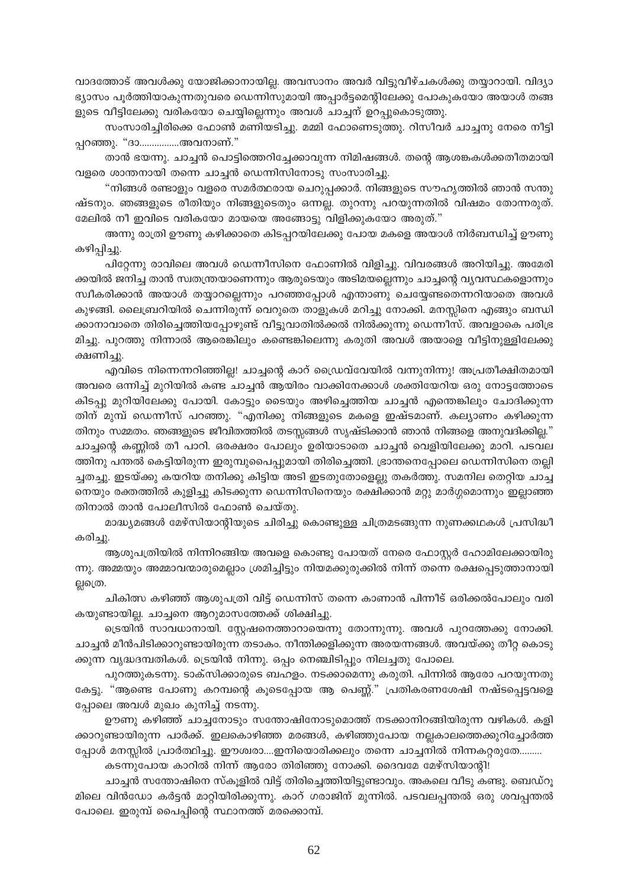വാദത്തോട് അവൾക്കു യോജിക്കാനായില്ല. അവസാനം അവർ വിട്ടുവീഴ്ചകൾക്കു തയ്യാറായി. വിദ്യാഭ്യാസം പൂർത്തിയാകുന്നതുവരെ ഡെന്നിസുമായി അപ്പാർട്ടമെന്റിലേക്കു പോകുകയോ അയാൾ തങ്ങളുടെ വീട്ടിലേക്കു വരികയോ ചെയ്യില്ലെന്നും അവൾ ചാച്ചന് ഉറപ്പുകൊടുത്തു.

സംസാരിച്ചിരിക്കെ ഫോൺ മണിയടിച്ചു. മമ്മി ഫോണെടുത്തു. റിസീവർ ചാച്ചനു നേരെ നീട്ടി പറഞ്ഞു. "ദാ...............അവനാണ്."

താൻ ഭയന്നു. ചാച്ചൻ പൊട്ടിത്തെറിച്ചേക്കാവുന്ന നിമിഷങ്ങൾ. തന്റെ ആശങ്കകൾക്കതീതമായി വളരെ ശാന്തനായി തന്നെ ചാച്ചൻ ഡെന്നിസിനോടു സംസാരിച്ചു.

"നിങ്ങൾ രണ്ടാളും വളരെ സമർത്ഥരായ ചെറുപ്പക്കാർ. നിങ്ങളുടെ സൗഹൃതിൽ ഞാൻ സന്തുഷ്ടനും. ഞങ്ങളുടെ രീതിയും നിങ്ങളുടെതും ഒന്നല്ല. തുറന്നു പറയുന്നതിൽ വിഷമം തോന്നരുത്. മേലിൽ നീ ഇവിടെ വരികയോ മായയെ അങ്ങോട്ടു വിളിക്കുകയോ അരുത്."

അന്നു രാത്രി ഊണു കഴിക്കാതെ കിടപ്പറയിലേക്കു പോയ മകളെ അയാൾ നിർബന്ധിച്ച് ഊണു കഴിപ്പിച്ചു.

പിറ്റേന്നു രാവിലെ അവൾ ഡെന്നീസിനെ ഫോണിൽ വിളിച്ചു. വിവരങ്ങൾ അറിയിച്ചു. അമേരിക്കയിൽ ജനിച്ച താൻ സ്വതന്ത്രയാണെന്നും ആരുടെയും അടിമയല്ലെന്നും ചാച്ചന്റെ വ്യവസ്ഥകളൊന്നും സ്വീകരിക്കാൻ അയാൾ തയ്യാറല്ലെന്നും പറഞ്ഞപ്പോൾ എന്താണു ചെയ്യേണ്ടതെന്നറിയാതെ അവൾ കുഴങ്ങി. ലൈബ്രറിയിൽ ചെന്നിരുന്ന് വെറുതെ താളുകൾ മറിച്ചു നോക്കി. മനസ്സിനെ എങ്ങും ബന്ധിക്കാനാവാതെ തിരിച്ചെത്തിയപ്പോഴുണ്ട് വീട്ടുവാതിൽക്കൽ നിൽക്കുന്നു ഡെന്നീസ്. അവളാകെ പരിഭ്രമിച്ചു. പുറത്തു നിന്നാൽ ആരെങ്കിലും കണ്ടെങ്കിലെന്നു കരുതി അവൾ അയാളെ വീട്ടിനുള്ളിലേക്കു ക്ഷണിച്ചു.

എവിടെ നിന്നെന്നറിഞ്ഞില്ല! ചാച്ചന്റെ കാറ് ഡ്രൈവ്വേയിൽ വന്നുനിന്നു! അപ്രതീക്ഷിതമായി അവരെ ഒന്നിച്ച് മുറിയിൽ കണ്ട ചാച്ചൻ ആയിരം വാക്കിനേക്കാൾ ശക്തിയേറിയ ഒരു നോട്ടത്തോടെ കിടപ്പു മുറിയിലേക്കു പോയി. കോട്ടും ടൈയും അഴിച്ചെത്തിയ ചാച്ചൻ എന്തെങ്കിലും ചോദിക്കുന്നതിന് മുമ്പ് ഡെന്നീസ് പറഞ്ഞു. "എനിക്കു നിങ്ങളുടെ മകളെ ഇഷ്ടമാണ്. കല്യാണം കഴിക്കുന്നതിനും സമ്മതം. ഞങ്ങളുടെ ജീവിതത്തിൽ തടസ്സങ്ങൾ സൃഷ്ടിക്കാൻ ഞാൻ നിങ്ങളെ അനുവദിക്കില്ല." ചാച്ചന്റെ കണ്ണിൽ തീ പാറി. ഒരക്ഷരം പോലും ഉരിയാടാതെ ചാച്ചൻ വെളിയിലേക്കു മാറി. പടവലത്തിനു പന്തൽ കെട്ടിയിരുന്ന ഇരുമ്പുപൈപ്പുമായി തിരിച്ചെത്തി. ഭ്രാന്തനെപ്പോലെ ഡെന്നിസിനെ തല്ലിച്ചതച്ചു. ഇടയ്ക്കു കയറിയ തനിക്കു കിട്ടിയ അടി ഇടതുതോളെല്ലു തകർത്തു. സമനില തെറ്റിയ ചാച്ചനെയും രക്തത്തിൽ കുളിച്ചു കിടക്കുന്ന ഡെന്നിസിനെയും രക്ഷിക്കാൻ മറ്റു മാർഗ്ഗമൊന്നും ഇല്ലാഞ്ഞതിനാൽ താൻ പോലീസിൽ ഫോൺ ചെയ്തു.

മാദ്ധ്യമങ്ങൾ മേഴ്സിയാന്റിയുടെ ചിരിച്ചു കൊണ്ടുള്ള ചിത്രമടങ്ങുന്ന നുണക്കഥകൾ പ്രസിദ്ധീകരിച്ചു.

ആശുപത്രിയിൽ നിന്നിറങ്ങിയ അവളെ കൊണ്ടു പോയത് നേരെ ഫോസ്റ്റർ ഹോമിലേക്കായിരുന്നു. അമ്മയും അമ്മാവന്മാരുമെല്ലാം ശ്രമിച്ചിട്ടും നിയമക്കുരുക്കിൽ നിന്ന് തന്നെ രക്ഷപ്പെടുത്താനായില്ലത്രെ.

ചികിത്സ കഴിഞ്ഞ് ആശുപത്രി വിട്ട് ഡെന്നിസ് തന്നെ കാണാൻ പിന്നീട് ഒരിക്കൽപോലും വരികയുണ്ടായില്ല. ചാച്ചനെ ആറുമാസത്തേക്ക് ശിക്ഷിച്ചു.

ട്രെയിൻ സാവധാനായി. സ്റ്റേഷനെത്താറായെന്നു തോന്നുന്നു. അവൾ പുറത്തേക്കു നോക്കി. ചാച്ചൻ മീൻപിടിക്കാറുണ്ടായിരുന്ന തടാകം. നീന്തിക്കളിക്കുന്ന അരയന്നങ്ങൾ. അവയ്ക്കു തീറ്റ കൊടുക്കുന്ന വൃദ്ധദമ്പതികൾ. ട്രെയിൻ നിന്നു. ഒപ്പം നെഞ്ചിടിപ്പും നിലച്ചതു പോലെ.

പുറത്തുകടന്നു. ടാക്സിക്കാരുടെ ബഹളം. നടക്കാമെന്നു കരുതി. പിന്നിൽ ആരോ പറയുന്നതു കേട്ടു. "ആണ്ടെ പോണു കറമ്പന്റെ കൂടെപ്പോയ ആ പെണ്ണ്." പ്രതികരണശേഷി നഷ്ടപ്പെട്ടവളെപ്പോലെ അവൾ മുഖം കുനിച്ച് നടന്നു.

ഊണു കഴിഞ്ഞ് ചാച്ചനോടും സന്തോഷിനോടുമൊത്ത് നടക്കാനിറങ്ങിയിരുന്ന വഴികൾ. കളിക്കാറുണ്ടായിരുന്ന പാർക്ക്. ഇലകൊഴിഞ്ഞ മരങ്ങൾ, കഴിഞ്ഞുപോയ നല്ലകാലത്തെക്കുറിച്ചോർത്തപ്പോൾ മനസ്സിൽ പ്രാർത്ഥിച്ചു. ഈശ്വരാ....ഇനിയൊരിക്കലും തന്നെ ചാച്ചനിൽ നിന്നകറ്റരുതേ.........

കടന്നുപോയ കാറിൽ നിന്ന് ആരോ തിരിഞ്ഞു നോക്കി. ദൈവമേ മേഴ്സിയാന്റി!

ചാച്ചൻ സന്തോഷിനെ സ്കൂളിൽ വിട്ട് തിരിച്ചെത്തിയിട്ടുണ്ടാവും. അകലെ വീടു കണ്ടു. ബെഡ്റൂമിലെ വിൻഡോ കർട്ടൻ മാറ്റിയിരിക്കുന്നു. കാറ് ഗരാജിന് മുന്നിൽ. പടവലപ്പന്തൽ ഒരു ശവപ്പന്തൽ പോലെ. ഇരുമ്പ് പൈപ്പിന്റെ സ്ഥാനത്ത് മരക്കൊമ്പ്.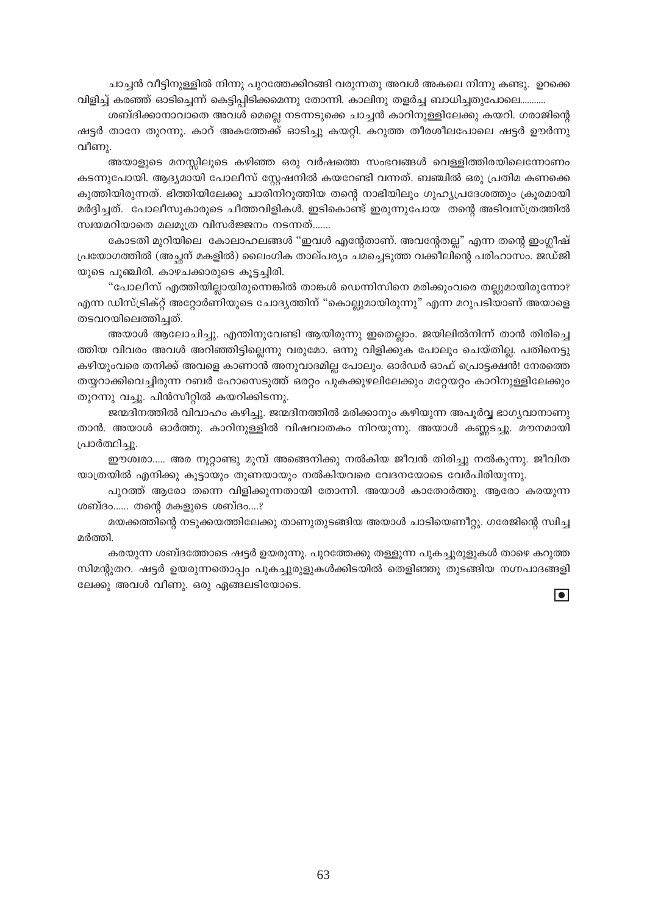ചാച്ചൻ വീട്ടിനുള്ളിൽ നിന്നു പുറത്തേക്കിറങ്ങി വരുന്നതു അവൾ അകലെ നിന്നു കണ്ടു. ഉറക്കെ വിളിച്ച് കരഞ്ഞ് ഓടിച്ചെന്ന് കെട്ടിപ്പിടിക്കമെന്നു തോന്നി. കാലിനു തളർച്ച ബാധിച്ചതുപോലെ..........

ശബ്ദിക്കാനാവാതെ അവൾ മെല്ലെ നടന്നടുക്കെ ചാച്ചൻ കാറിനുള്ളിലേക്കു കയറി. ഗരാജിന്റെ ഷട്ടർ താനേ തുറന്നു. കാറ് അകത്തേക്ക് ഓടിച്ചു കയറ്റി. കറുത്ത തീരശീലപോലെ ഷട്ടർ ഊർന്നു വീണു.

അയാളുടെ മനസ്സിലൂടെ കഴിഞ്ഞ ഒരു വർഷത്തെ സംഭവങ്ങൾ വെള്ളിത്തിരയിലെന്നോണം കടന്നുപോയി. ആദ്യമായി പോലീസ് സ്റ്റേഷനിൽ കയറേണ്ടി വന്നത്. ബഞ്ചിൽ ഒരു പ്രതിമ കണക്കെ കുത്തിയിരുന്നത്. ഭിത്തിയിലേക്കു ചാരിനിറുത്തിയ തന്റെ നാഭിയിലും ഗുഹ്യപ്രദേശത്തും ക്രൂരമായി മർദ്ദിച്ചത്. പോലീസുകാരുടെ ചീത്തവിളികൾ. ഇടികൊണ്ട് ഇരുന്നുപോയ തന്റെ അടിവസ്ത്രത്തിൽ സ്വയമറിയാതെ മലമൂത്ര വിസർജ്ജനം നടന്നത്.......

കോടതി മുറിയിലെ കോലാഹലങ്ങൾ "ഇവൾ എന്റേതാണ്. അവന്റേതല്ല" എന്ന തന്റെ ഇംഗ്ലീഷ് പ്രയോഗത്തിൽ (അച്ഛന് മകളിൽ) ലൈംഗിക താല്പര്യം ചമച്ചെടുത്ത വക്കീലിന്റെ പരിഹാസം. ജഡ്ജി യുടെ പുഞ്ചിരി. കാഴചക്കാരുടെ കൂട്ടച്ചിരി.

"പോലീസ് എത്തിയില്ലായിരുന്നെങ്കിൽ താങ്കൾ ഡെന്നിസിനെ മരിക്കുംവരെ തല്ലുമായിരുന്നോ? എന്ന ഡിസ്ട്രിക്റ്റ് അറ്റോർണിയുടെ ചോദ്യത്തിന് "കൊല്ലുമായിരുന്നു" എന്ന മറുപടിയാണ് അയാളെ തടവറയിലെത്തിച്ചത്.

അയാൾ ആലോചിച്ചു. എന്തിനുവേണ്ടി ആയിരുന്നു ഇതെല്ലാം. ജയിലിൽനിന്ന് താൻ തിരിച്ചെ ത്തിയ വിവരം അവൾ അറിഞ്ഞിട്ടില്ലെന്നു വരുമോ. ഒന്നു വിളിക്കുക പോലും ചെയ്തില്ല. പതിനെട്ടു കഴിയുംവരെ തനിക്ക് അവളെ കാണാൻ അനുവാദമില്ല പോലും. ഓർഡർ ഓഫ് പ്രൊട്ടക്ഷൻ! നേരത്തെ തയ്യാറാക്കിവെച്ചിരുന്ന റബർ ഹോസെടുത്ത് ഒരറ്റം പുകക്കുഴലിലേക്കും മറ്റേയറ്റം കാറിനുള്ളിലേക്കും തുറന്നു വച്ചു. പിൻസീറ്റിൽ കയറിക്കിടന്നു.

ജന്മദിനത്തിൽ വിവാഹം കഴിച്ചു. ജന്മദിനത്തിൽ മരിക്കാനും കഴിയുന്ന അപൂർവ്വ ഭാഗ്യവാനാണു താൻ. അയാൾ ഓർത്തു. കാറിനുള്ളിൽ വിഷവാതകം നിറയുന്നു. അയാൾ കണ്ണടച്ചു. മൗനമായി പ്രാർത്ഥിച്ചു.

ഈശ്വരാ..... അര നൂറ്റാണ്ടു മുമ്പ് അങ്ങെനിക്കു നൽകിയ ജീവൻ തിരിച്ചു നൽകുന്നു. ജീവിത യാത്രയിൽ എനിക്കു കൂട്ടായും തുണയായും നൽകിയവരെ വേദനയോടെ വേർപിരിയുന്നു.

പുറത്ത് ആരോ തന്നെ വിളിക്കുന്നതായി തോന്നി. അയാൾ കാതോർത്തു. ആരോ കരയുന്ന ശബ്ദം...... തന്റെ മകളുടെ ശബ്ദം....?

മയക്കത്തിന്റെ നടുക്കയത്തിലേക്കു താണുതുടങ്ങിയ അയാൾ ചാടിയെണീറ്റു. ഗരേജിന്റെ സ്വിച്ച മർത്തി.

കരയുന്ന ശബ്ദത്തോടെ ഷട്ടർ ഉയരുന്നു. പുറത്തേക്കു തള്ളുന്ന പുകച്ചുരുളുകൾ താഴെ കറുത്ത സിമന്റുതറ. ഷട്ടർ ഉയരുന്നതൊപ്പം പുകച്ചുരുളുകൾക്കിടയിൽ തെളിഞ്ഞു തുടങ്ങിയ നഗ്നപാദങ്ങളി ലേക്കു അവൾ വീണു. ഒരു ഏങ്ങലടിയോടെ.